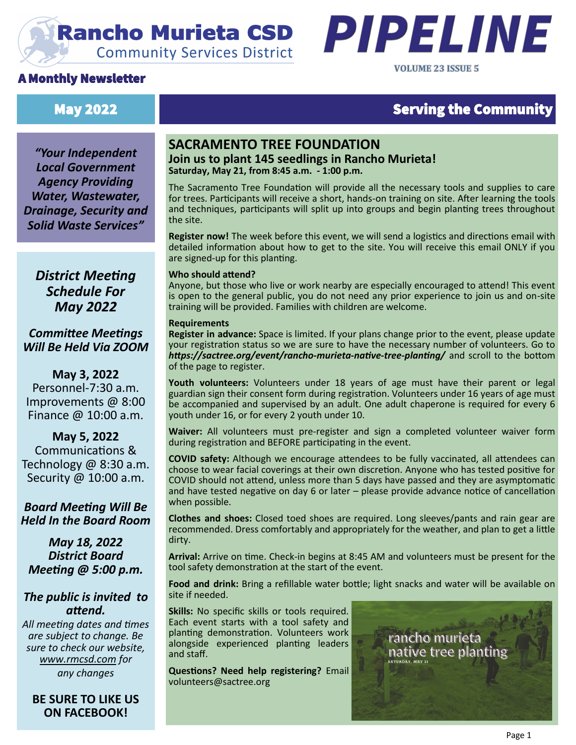# Rancho Murieta CSD

Community Services District

**A Monthly Newsletter**

# PIPELINE

**May 2022**

## Serving the Community

*"Your Independent Local Government Agency Providing Water, Wastewater, Drainage, Security and Solid Waste Services"*

### *District Meeting Schedule For May 2022*

***Committee Meetings Will Be Held Via ZOOM***

**May 3, 2022**
Personnel-7:30 a.m.
Improvements @ 8:00
Finance @ 10:00 a.m.

**May 5, 2022**
Communications & Technology @ 8:30 a.m.
Security @ 10:00 a.m.

***Board Meeting Will Be Held In the Board Room***

***May 18, 2022 District Board Meeting @ 5:00 p.m.***

***The public is invited to attend.***

*All meeting dates and times are subject to change. Be sure to check our website, www.rmcsd.com for any changes*

**BE SURE TO LIKE US ON FACEBOOK!**

## SACRAMENTO TREE FOUNDATION

### Join us to plant 145 seedlings in Rancho Murieta!

**Saturday, May 21, from 8:45 a.m. - 1:00 p.m.**

The Sacramento Tree Foundation will provide all the necessary tools and supplies to care for trees. Participants will receive a short, hands-on training on site. After learning the tools and techniques, participants will split up into groups and begin planting trees throughout the site.

**Register now!** The week before this event, we will send a logistics and directions email with detailed information about how to get to the site. You will receive this email ONLY if you are signed-up for this planting.

**Who should attend?**
Anyone, but those who live or work nearby are especially encouraged to attend! This event is open to the general public, you do not need any prior experience to join us and on-site training will be provided. Families with children are welcome.

**Requirements**
**Register in advance:** Space is limited. If your plans change prior to the event, please update your registration status so we are sure to have the necessary number of volunteers. Go to ***https://sactree.org/event/rancho-murieta-native-tree-planting/*** and scroll to the bottom of the page to register.

**Youth volunteers:** Volunteers under 18 years of age must have their parent or legal guardian sign their consent form during registration. Volunteers under 16 years of age must be accompanied and supervised by an adult. One adult chaperone is required for every 6 youth under 16, or for every 2 youth under 10.

**Waiver:** All volunteers must pre-register and sign a completed volunteer waiver form during registration and BEFORE participating in the event.

**COVID safety:** Although we encourage attendees to be fully vaccinated, all attendees can choose to wear facial coverings at their own discretion. Anyone who has tested positive for COVID should not attend, unless more than 5 days have passed and they are asymptomatic and have tested negative on day 6 or later – please provide advance notice of cancellation when possible.

**Clothes and shoes:** Closed toed shoes are required. Long sleeves/pants and rain gear are recommended. Dress comfortably and appropriately for the weather, and plan to get a little dirty.

**Arrival:** Arrive on time. Check-in begins at 8:45 AM and volunteers must be present for the tool safety demonstration at the start of the event.

**Food and drink:** Bring a refillable water bottle; light snacks and water will be available on site if needed.

**Skills:** No specific skills or tools required. Each event starts with a tool safety and planting demonstration. Volunteers work alongside experienced planting leaders and staff.

**Questions? Need help registering?** Email volunteers@sactree.org

rancho murieta native tree planting
SATURDAY, MAY 21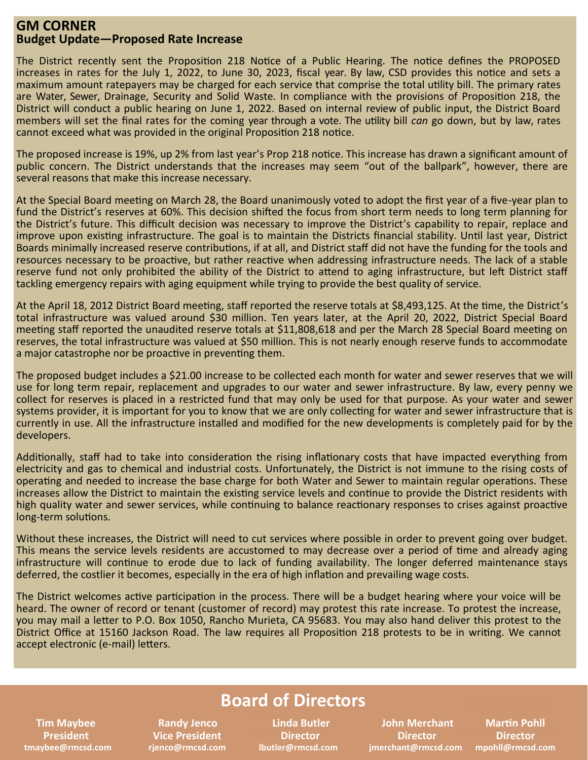## GM CORNER

### Budget Update—Proposed Rate Increase

The District recently sent the Proposition 218 Notice of a Public Hearing. The notice defines the PROPOSED increases in rates for the July 1, 2022, to June 30, 2023, fiscal year. By law, CSD provides this notice and sets a maximum amount ratepayers may be charged for each service that comprise the total utility bill. The primary rates are Water, Sewer, Drainage, Security and Solid Waste. In compliance with the provisions of Proposition 218, the District will conduct a public hearing on June 1, 2022. Based on internal review of public input, the District Board members will set the final rates for the coming year through a vote. The utility bill *can* go down, but by law, rates cannot exceed what was provided in the original Proposition 218 notice.

The proposed increase is 19%, up 2% from last year's Prop 218 notice. This increase has drawn a significant amount of public concern. The District understands that the increases may seem "out of the ballpark", however, there are several reasons that make this increase necessary.

At the Special Board meeting on March 28, the Board unanimously voted to adopt the first year of a five-year plan to fund the District's reserves at 60%. This decision shifted the focus from short term needs to long term planning for the District's future. This difficult decision was necessary to improve the District's capability to repair, replace and improve upon existing infrastructure. The goal is to maintain the Districts financial stability. Until last year, District Boards minimally increased reserve contributions, if at all, and District staff did not have the funding for the tools and resources necessary to be proactive, but rather reactive when addressing infrastructure needs. The lack of a stable reserve fund not only prohibited the ability of the District to attend to aging infrastructure, but left District staff tackling emergency repairs with aging equipment while trying to provide the best quality of service.

At the April 18, 2012 District Board meeting, staff reported the reserve totals at $8,493,125. At the time, the District's total infrastructure was valued around $30 million. Ten years later, at the April 20, 2022, District Special Board meeting staff reported the unaudited reserve totals at $11,808,618 and per the March 28 Special Board meeting on reserves, the total infrastructure was valued at $50 million. This is not nearly enough reserve funds to accommodate a major catastrophe nor be proactive in preventing them.

The proposed budget includes a $21.00 increase to be collected each month for water and sewer reserves that we will use for long term repair, replacement and upgrades to our water and sewer infrastructure. By law, every penny we collect for reserves is placed in a restricted fund that may only be used for that purpose. As your water and sewer systems provider, it is important for you to know that we are only collecting for water and sewer infrastructure that is currently in use. All the infrastructure installed and modified for the new developments is completely paid for by the developers.

Additionally, staff had to take into consideration the rising inflationary costs that have impacted everything from electricity and gas to chemical and industrial costs. Unfortunately, the District is not immune to the rising costs of operating and needed to increase the base charge for both Water and Sewer to maintain regular operations. These increases allow the District to maintain the existing service levels and continue to provide the District residents with high quality water and sewer services, while continuing to balance reactionary responses to crises against proactive long-term solutions.

Without these increases, the District will need to cut services where possible in order to prevent going over budget. This means the service levels residents are accustomed to may decrease over a period of time and already aging infrastructure will continue to erode due to lack of funding availability. The longer deferred maintenance stays deferred, the costlier it becomes, especially in the era of high inflation and prevailing wage costs.

The District welcomes active participation in the process. There will be a budget hearing where your voice will be heard. The owner of record or tenant (customer of record) may protest this rate increase. To protest the increase, you may mail a letter to P.O. Box 1050, Rancho Murieta, CA 95683. You may also hand deliver this protest to the District Office at 15160 Jackson Road. The law requires all Proposition 218 protests to be in writing. We cannot accept electronic (e-mail) letters.

## Board of Directors

**Tim Maybee**
**President**
tmaybee@rmcsd.com

**Randy Jenco**
**Vice President**
rjenco@rmcsd.com

**Linda Butler**
**Director**
lbutler@rmcsd.com

**John Merchant**
**Director**
jmerchant@rmcsd.com

**Martin Pohll**
**Director**
mpohll@rmcsd.com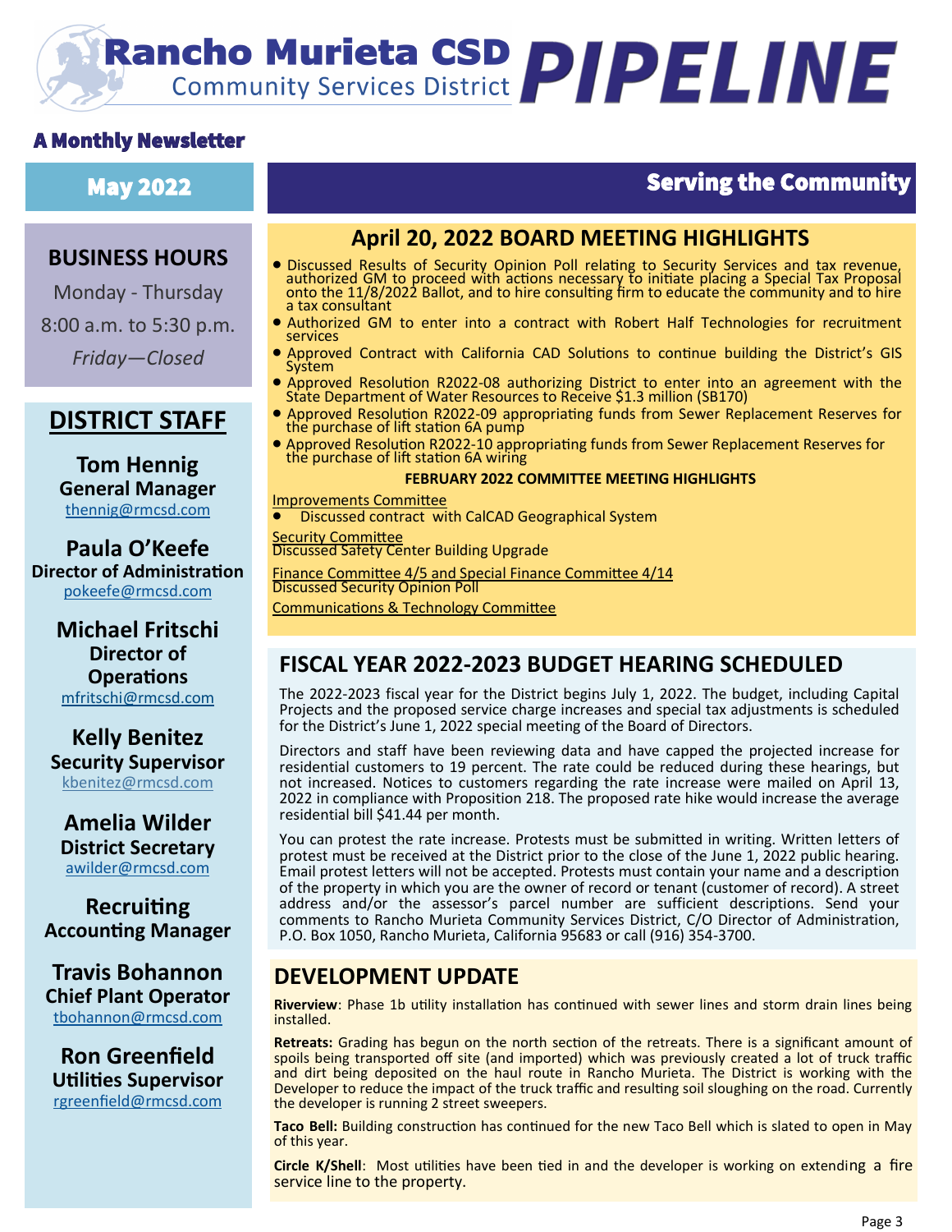# Rancho Murieta CSD PIPELINE

Community Services District

**A Monthly Newsletter**

**May 2022**

## Serving the Community

### BUSINESS HOURS

Monday - Thursday

8:00 a.m. to 5:30 p.m.

*Friday—Closed*

### DISTRICT STAFF

**Tom Hennig**
**General Manager**
thennig@rmcsd.com

**Paula O'Keefe**
**Director of Administration**
pokeefe@rmcsd.com

**Michael Fritschi**
**Director of Operations**
mfritschi@rmcsd.com

**Kelly Benitez**
**Security Supervisor**
kbenitez@rmcsd.com

**Amelia Wilder**
**District Secretary**
awilder@rmcsd.com

**Recruiting**
**Accounting Manager**

**Travis Bohannon**
**Chief Plant Operator**
tbohannon@rmcsd.com

**Ron Greenfield**
**Utilities Supervisor**
rgreenfield@rmcsd.com

## April 20, 2022 BOARD MEETING HIGHLIGHTS

- Discussed Results of Security Opinion Poll relating to Security Services and tax revenue, authorized GM to proceed with actions necessary to initiate placing a Special Tax Proposal onto the 11/8/2022 Ballot, and to hire consulting firm to educate the community and to hire a tax consultant
- Authorized GM to enter into a contract with Robert Half Technologies for recruitment services
- Approved Contract with California CAD Solutions to continue building the District's GIS System
- Approved Resolution R2022-08 authorizing District to enter into an agreement with the State Department of Water Resources to Receive $1.3 million (SB170)
- Approved Resolution R2022-09 appropriating funds from Sewer Replacement Reserves for the purchase of lift station 6A pump
- Approved Resolution R2022-10 appropriating funds from Sewer Replacement Reserves for the purchase of lift station 6A wiring

**FEBRUARY 2022 COMMITTEE MEETING HIGHLIGHTS**

Improvements Committee

- Discussed contract with CalCAD Geographical System

Security Committee
Discussed Safety Center Building Upgrade

Finance Committee 4/5 and Special Finance Committee 4/14
Discussed Security Opinion Poll

Communications & Technology Committee

## FISCAL YEAR 2022-2023 BUDGET HEARING SCHEDULED

The 2022-2023 fiscal year for the District begins July 1, 2022. The budget, including Capital Projects and the proposed service charge increases and special tax adjustments is scheduled for the District's June 1, 2022 special meeting of the Board of Directors.

Directors and staff have been reviewing data and have capped the projected increase for residential customers to 19 percent. The rate could be reduced during these hearings, but not increased. Notices to customers regarding the rate increase were mailed on April 13, 2022 in compliance with Proposition 218. The proposed rate hike would increase the average residential bill $41.44 per month.

You can protest the rate increase. Protests must be submitted in writing. Written letters of protest must be received at the District prior to the close of the June 1, 2022 public hearing. Email protest letters will not be accepted. Protests must contain your name and a description of the property in which you are the owner of record or tenant (customer of record). A street address and/or the assessor's parcel number are sufficient descriptions. Send your comments to Rancho Murieta Community Services District, C/O Director of Administration, P.O. Box 1050, Rancho Murieta, California 95683 or call (916) 354-3700.

## DEVELOPMENT UPDATE

**Riverview**: Phase 1b utility installation has continued with sewer lines and storm drain lines being installed.

**Retreats:** Grading has begun on the north section of the retreats. There is a significant amount of spoils being transported off site (and imported) which was previously created a lot of truck traffic and dirt being deposited on the haul route in Rancho Murieta. The District is working with the Developer to reduce the impact of the truck traffic and resulting soil sloughing on the road. Currently the developer is running 2 street sweepers.

**Taco Bell:** Building construction has continued for the new Taco Bell which is slated to open in May of this year.

**Circle K/Shell**: Most utilities have been tied in and the developer is working on extending a fire service line to the property.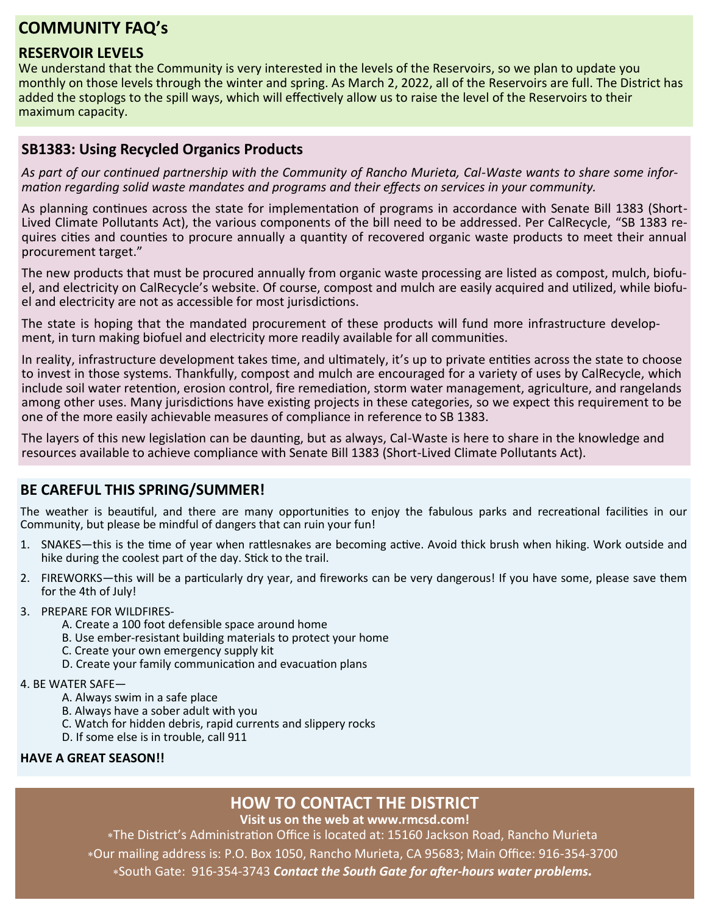# COMMUNITY FAQ's

## RESERVOIR LEVELS

We understand that the Community is very interested in the levels of the Reservoirs, so we plan to update you monthly on those levels through the winter and spring. As March 2, 2022, all of the Reservoirs are full. The District has added the stoplogs to the spill ways, which will effectively allow us to raise the level of the Reservoirs to their maximum capacity.

## SB1383: Using Recycled Organics Products

*As part of our continued partnership with the Community of Rancho Murieta, Cal-Waste wants to share some information regarding solid waste mandates and programs and their effects on services in your community.*

As planning continues across the state for implementation of programs in accordance with Senate Bill 1383 (Short-Lived Climate Pollutants Act), the various components of the bill need to be addressed. Per CalRecycle, "SB 1383 requires cities and counties to procure annually a quantity of recovered organic waste products to meet their annual procurement target."

The new products that must be procured annually from organic waste processing are listed as compost, mulch, biofuel, and electricity on CalRecycle's website. Of course, compost and mulch are easily acquired and utilized, while biofuel and electricity are not as accessible for most jurisdictions.

The state is hoping that the mandated procurement of these products will fund more infrastructure development, in turn making biofuel and electricity more readily available for all communities.

In reality, infrastructure development takes time, and ultimately, it's up to private entities across the state to choose to invest in those systems. Thankfully, compost and mulch are encouraged for a variety of uses by CalRecycle, which include soil water retention, erosion control, fire remediation, storm water management, agriculture, and rangelands among other uses. Many jurisdictions have existing projects in these categories, so we expect this requirement to be one of the more easily achievable measures of compliance in reference to SB 1383.

The layers of this new legislation can be daunting, but as always, Cal-Waste is here to share in the knowledge and resources available to achieve compliance with Senate Bill 1383 (Short-Lived Climate Pollutants Act).

## BE CAREFUL THIS SPRING/SUMMER!

The weather is beautiful, and there are many opportunities to enjoy the fabulous parks and recreational facilities in our Community, but please be mindful of dangers that can ruin your fun!

1. SNAKES—this is the time of year when rattlesnakes are becoming active. Avoid thick brush when hiking. Work outside and hike during the coolest part of the day. Stick to the trail.
2. FIREWORKS—this will be a particularly dry year, and fireworks can be very dangerous! If you have some, please save them for the 4th of July!
3. PREPARE FOR WILDFIRES-
   - A. Create a 100 foot defensible space around home
   - B. Use ember-resistant building materials to protect your home
   - C. Create your own emergency supply kit
   - D. Create your family communication and evacuation plans
4. BE WATER SAFE—
   - A. Always swim in a safe place
   - B. Always have a sober adult with you
   - C. Watch for hidden debris, rapid currents and slippery rocks
   - D. If some else is in trouble, call 911

**HAVE A GREAT SEASON!!**

## HOW TO CONTACT THE DISTRICT

**Visit us on the web at www.rmcsd.com!**

*The District's Administration Office is located at: 15160 Jackson Road, Rancho Murieta

*Our mailing address is: P.O. Box 1050, Rancho Murieta, CA 95683; Main Office: 916-354-3700

*South Gate: 916-354-3743 ***Contact the South Gate for after-hours water problems.***